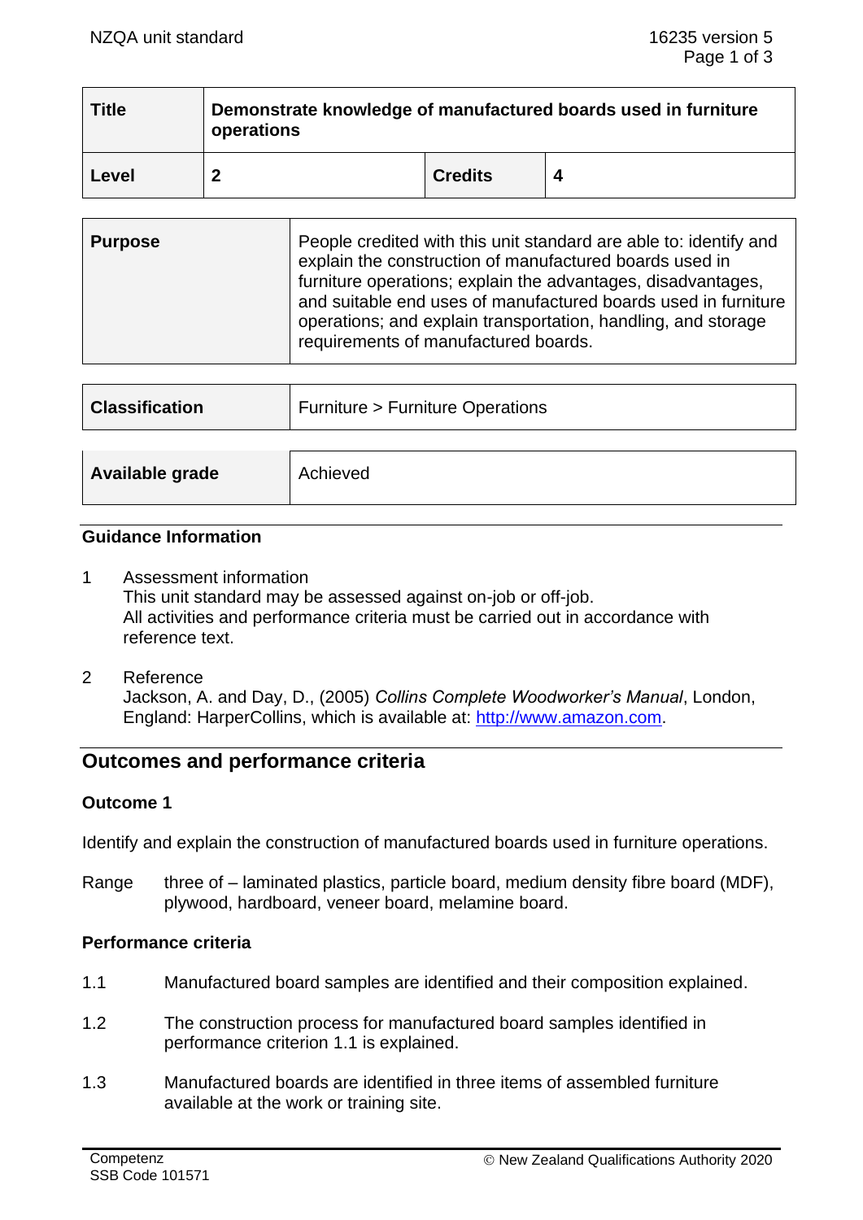| Title | Demonstrate knowledge of manufactured boards used in furniture operations | | |
|---|---|---|---|
| Level | 2 | Credits | 4 |

| Purpose | People credited with this unit standard are able to: identify and explain the construction of manufactured boards used in furniture operations; explain the advantages, disadvantages, and suitable end uses of manufactured boards used in furniture operations; and explain transportation, handling, and storage requirements of manufactured boards. |
|---|---|

| Classification | Furniture > Furniture Operations |
|---|---|

| Available grade | Achieved |
|---|---|

### Guidance Information

1 Assessment information
This unit standard may be assessed against on-job or off-job.
All activities and performance criteria must be carried out in accordance with reference text.

2 Reference
Jackson, A. and Day, D., (2005) *Collins Complete Woodworker's Manual*, London, England: HarperCollins, which is available at: http://www.amazon.com.

## Outcomes and performance criteria

### Outcome 1

Identify and explain the construction of manufactured boards used in furniture operations.

Range three of – laminated plastics, particle board, medium density fibre board (MDF), plywood, hardboard, veneer board, melamine board.

### Performance criteria

1.1 Manufactured board samples are identified and their composition explained.

1.2 The construction process for manufactured board samples identified in performance criterion 1.1 is explained.

1.3 Manufactured boards are identified in three items of assembled furniture available at the work or training site.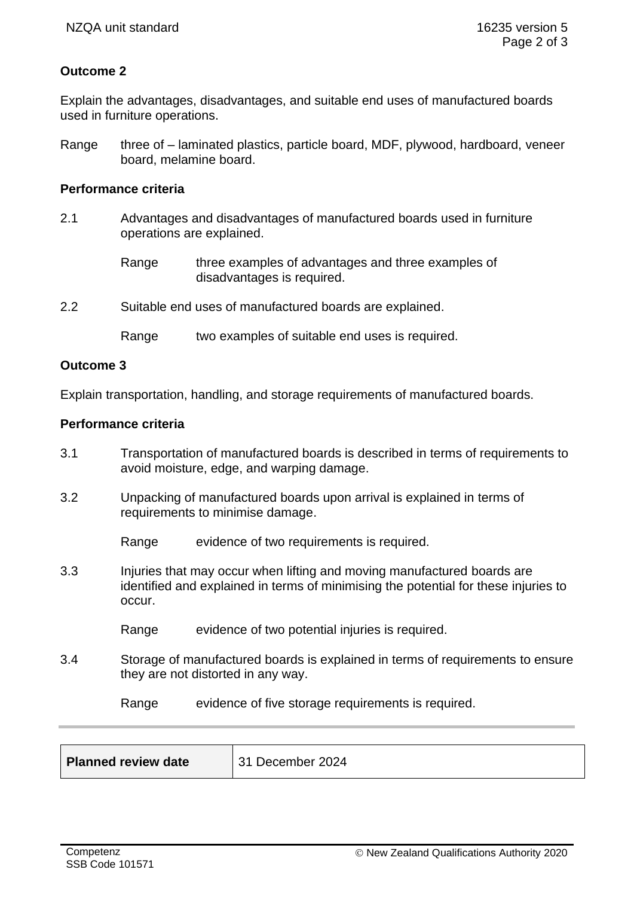**Outcome 2**

Explain the advantages, disadvantages, and suitable end uses of manufactured boards used in furniture operations.

Range three of – laminated plastics, particle board, MDF, plywood, hardboard, veneer board, melamine board.

**Performance criteria**

2.1 Advantages and disadvantages of manufactured boards used in furniture operations are explained.

Range three examples of advantages and three examples of disadvantages is required.

2.2 Suitable end uses of manufactured boards are explained.

Range two examples of suitable end uses is required.

**Outcome 3**

Explain transportation, handling, and storage requirements of manufactured boards.

**Performance criteria**

3.1 Transportation of manufactured boards is described in terms of requirements to avoid moisture, edge, and warping damage.

3.2 Unpacking of manufactured boards upon arrival is explained in terms of requirements to minimise damage.

Range evidence of two requirements is required.

3.3 Injuries that may occur when lifting and moving manufactured boards are identified and explained in terms of minimising the potential for these injuries to occur.

Range evidence of two potential injuries is required.

3.4 Storage of manufactured boards is explained in terms of requirements to ensure they are not distorted in any way.

Range evidence of five storage requirements is required.

| **Planned review date** | 31 December 2024 |
|---|---|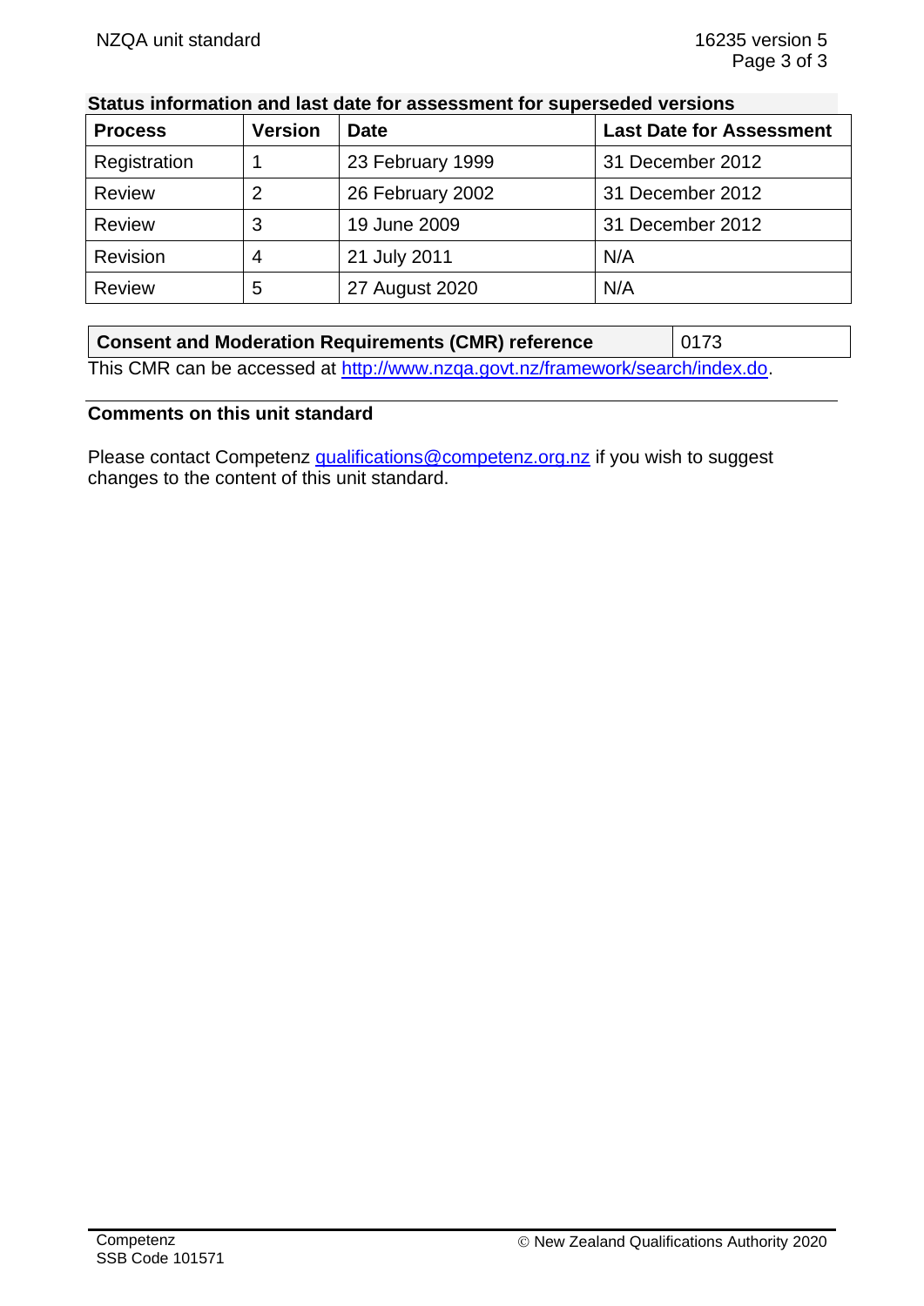**Status information and last date for assessment for superseded versions**

| Process | Version | Date | Last Date for Assessment |
|---|---|---|---|
| Registration | 1 | 23 February 1999 | 31 December 2012 |
| Review | 2 | 26 February 2002 | 31 December 2012 |
| Review | 3 | 19 June 2009 | 31 December 2012 |
| Revision | 4 | 21 July 2011 | N/A |
| Review | 5 | 27 August 2020 | N/A |

| Consent and Moderation Requirements (CMR) reference | 0173 |
|---|---|

This CMR can be accessed at http://www.nzqa.govt.nz/framework/search/index.do.

**Comments on this unit standard**

Please contact Competenz qualifications@competenz.org.nz if you wish to suggest changes to the content of this unit standard.